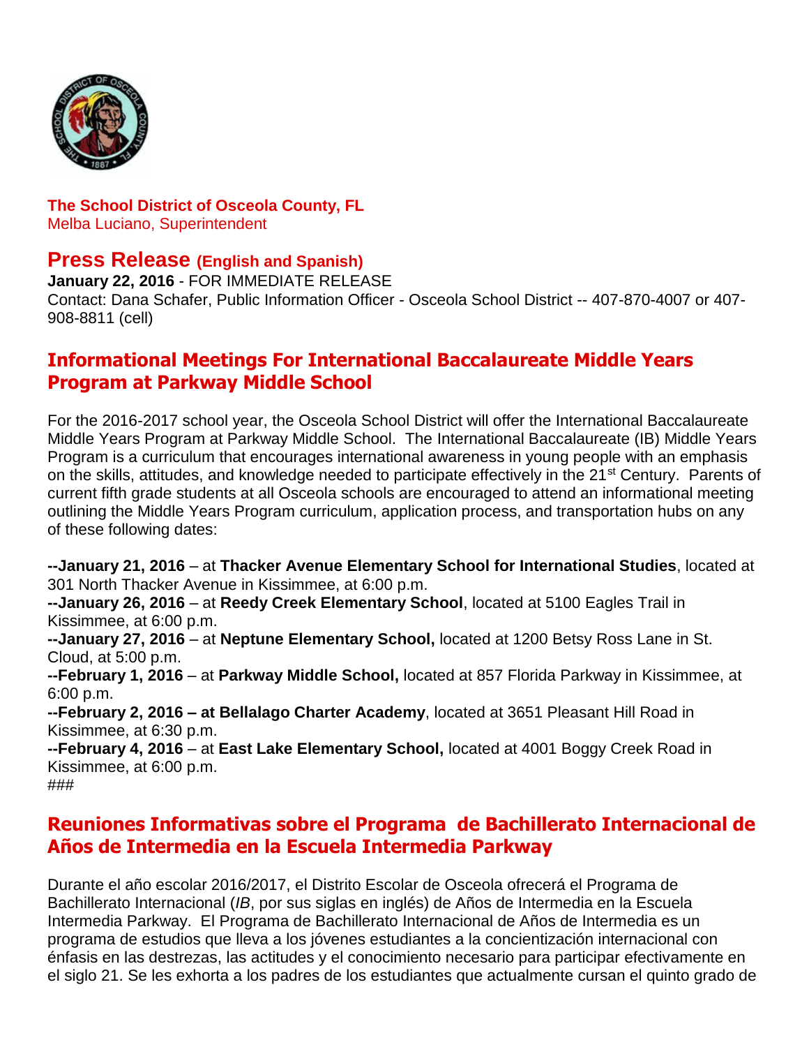**The School District of Osceola County, FL**
Melba Luciano, Superintendent

## Press Release (English and Spanish)

**January 22, 2016** - FOR IMMEDIATE RELEASE
Contact: Dana Schafer, Public Information Officer - Osceola School District -- 407-870-4007 or 407-908-8811 (cell)

## Informational Meetings For International Baccalaureate Middle Years Program at Parkway Middle School

For the 2016-2017 school year, the Osceola School District will offer the International Baccalaureate Middle Years Program at Parkway Middle School. The International Baccalaureate (IB) Middle Years Program is a curriculum that encourages international awareness in young people with an emphasis on the skills, attitudes, and knowledge needed to participate effectively in the 21st Century. Parents of current fifth grade students at all Osceola schools are encouraged to attend an informational meeting outlining the Middle Years Program curriculum, application process, and transportation hubs on any of these following dates:

**--January 21, 2016** – at **Thacker Avenue Elementary School for International Studies**, located at 301 North Thacker Avenue in Kissimmee, at 6:00 p.m.
**--January 26, 2016** – at **Reedy Creek Elementary School**, located at 5100 Eagles Trail in Kissimmee, at 6:00 p.m.
**--January 27, 2016** – at **Neptune Elementary School,** located at 1200 Betsy Ross Lane in St. Cloud, at 5:00 p.m.
**--February 1, 2016** – at **Parkway Middle School,** located at 857 Florida Parkway in Kissimmee, at 6:00 p.m.
**--February 2, 2016 – at Bellalago Charter Academy**, located at 3651 Pleasant Hill Road in Kissimmee, at 6:30 p.m.
**--February 4, 2016** – at **East Lake Elementary School,** located at 4001 Boggy Creek Road in Kissimmee, at 6:00 p.m.
###

## Reuniones Informativas sobre el Programa de Bachillerato Internacional de Años de Intermedia en la Escuela Intermedia Parkway

Durante el año escolar 2016/2017, el Distrito Escolar de Osceola ofrecerá el Programa de Bachillerato Internacional (*IB*, por sus siglas en inglés) de Años de Intermedia en la Escuela Intermedia Parkway. El Programa de Bachillerato Internacional de Años de Intermedia es un programa de estudios que lleva a los jóvenes estudiantes a la concientización internacional con énfasis en las destrezas, las actitudes y el conocimiento necesario para participar efectivamente en el siglo 21. Se les exhorta a los padres de los estudiantes que actualmente cursan el quinto grado de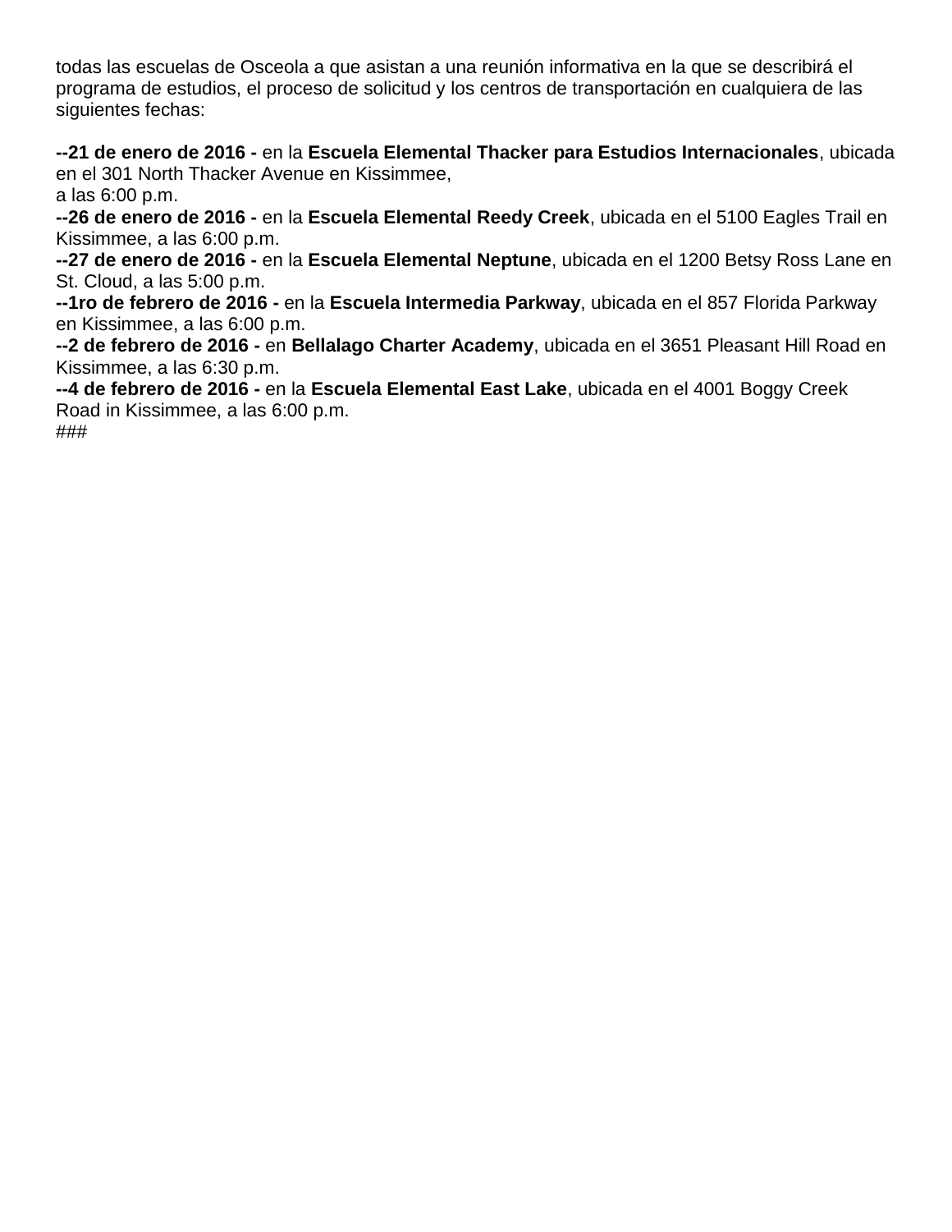todas las escuelas de Osceola a que asistan a una reunión informativa en la que se describirá el programa de estudios, el proceso de solicitud y los centros de transportación en cualquiera de las siguientes fechas:

**--21 de enero de 2016 -** en la **Escuela Elemental Thacker para Estudios Internacionales**, ubicada en el 301 North Thacker Avenue en Kissimmee,
a las 6:00 p.m.
**--26 de enero de 2016 -** en la **Escuela Elemental Reedy Creek**, ubicada en el 5100 Eagles Trail en Kissimmee, a las 6:00 p.m.
**--27 de enero de 2016 -** en la **Escuela Elemental Neptune**, ubicada en el 1200 Betsy Ross Lane en St. Cloud, a las 5:00 p.m.
**--1ro de febrero de 2016 -** en la **Escuela Intermedia Parkway**, ubicada en el 857 Florida Parkway en Kissimmee, a las 6:00 p.m.
**--2 de febrero de 2016 -** en **Bellalago Charter Academy**, ubicada en el 3651 Pleasant Hill Road en Kissimmee, a las 6:30 p.m.
**--4 de febrero de 2016 -** en la **Escuela Elemental East Lake**, ubicada en el 4001 Boggy Creek Road in Kissimmee, a las 6:00 p.m.
###